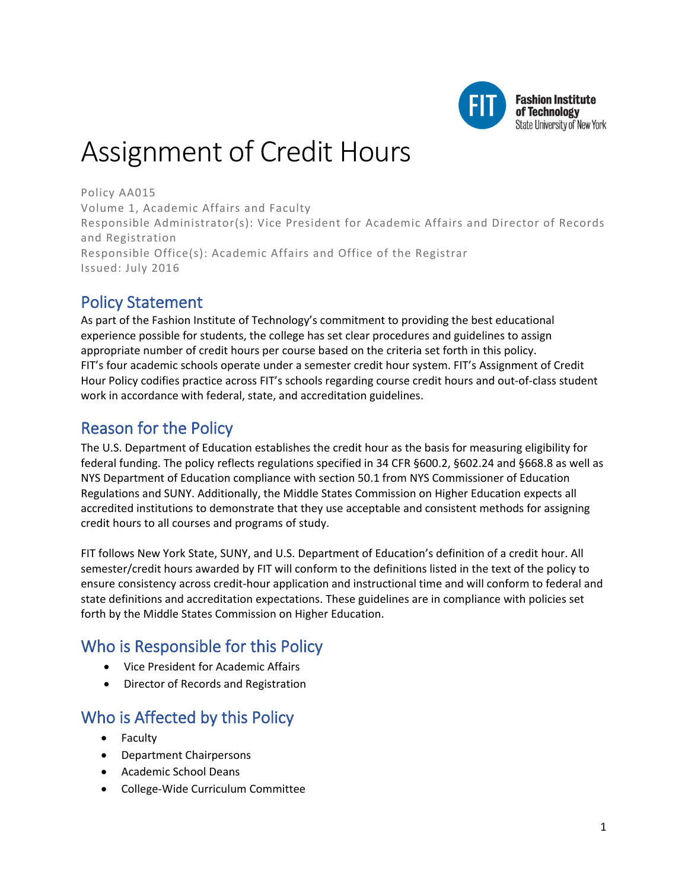# Assignment of Credit Hours

Policy AA015
Volume 1, Academic Affairs and Faculty
Responsible Administrator(s): Vice President for Academic Affairs and Director of Records and Registration
Responsible Office(s): Academic Affairs and Office of the Registrar
Issued: July 2016

## Policy Statement

As part of the Fashion Institute of Technology's commitment to providing the best educational experience possible for students, the college has set clear procedures and guidelines to assign appropriate number of credit hours per course based on the criteria set forth in this policy. FIT's four academic schools operate under a semester credit hour system. FIT's Assignment of Credit Hour Policy codifies practice across FIT's schools regarding course credit hours and out-of-class student work in accordance with federal, state, and accreditation guidelines.

## Reason for the Policy

The U.S. Department of Education establishes the credit hour as the basis for measuring eligibility for federal funding. The policy reflects regulations specified in 34 CFR §600.2, §602.24 and §668.8 as well as NYS Department of Education compliance with section 50.1 from NYS Commissioner of Education Regulations and SUNY. Additionally, the Middle States Commission on Higher Education expects all accredited institutions to demonstrate that they use acceptable and consistent methods for assigning credit hours to all courses and programs of study.

FIT follows New York State, SUNY, and U.S. Department of Education's definition of a credit hour. All semester/credit hours awarded by FIT will conform to the definitions listed in the text of the policy to ensure consistency across credit-hour application and instructional time and will conform to federal and state definitions and accreditation expectations. These guidelines are in compliance with policies set forth by the Middle States Commission on Higher Education.

## Who is Responsible for this Policy

- Vice President for Academic Affairs
- Director of Records and Registration

## Who is Affected by this Policy

- Faculty
- Department Chairpersons
- Academic School Deans
- College-Wide Curriculum Committee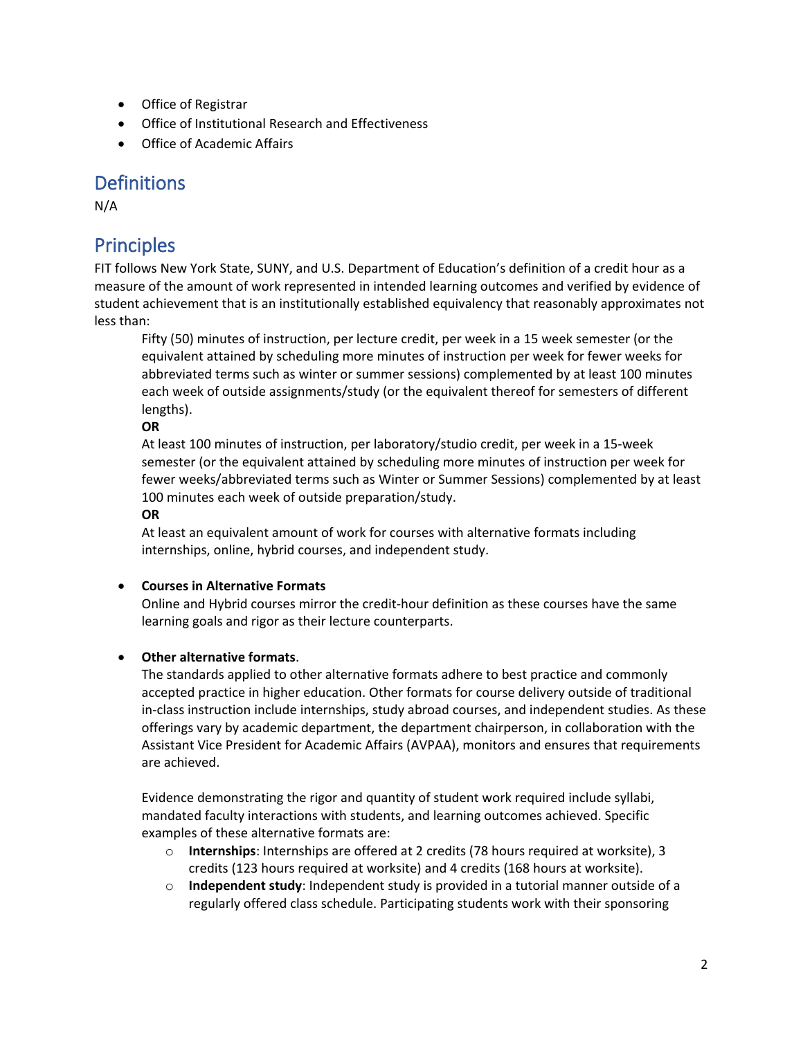- Office of Registrar
- Office of Institutional Research and Effectiveness
- Office of Academic Affairs

## Definitions

N/A

## Principles

FIT follows New York State, SUNY, and U.S. Department of Education's definition of a credit hour as a measure of the amount of work represented in intended learning outcomes and verified by evidence of student achievement that is an institutionally established equivalency that reasonably approximates not less than:

> Fifty (50) minutes of instruction, per lecture credit, per week in a 15 week semester (or the equivalent attained by scheduling more minutes of instruction per week for fewer weeks for abbreviated terms such as winter or summer sessions) complemented by at least 100 minutes each week of outside assignments/study (or the equivalent thereof for semesters of different lengths).
>
> **OR**
>
> At least 100 minutes of instruction, per laboratory/studio credit, per week in a 15-week semester (or the equivalent attained by scheduling more minutes of instruction per week for fewer weeks/abbreviated terms such as Winter or Summer Sessions) complemented by at least 100 minutes each week of outside preparation/study.
>
> **OR**
>
> At least an equivalent amount of work for courses with alternative formats including internships, online, hybrid courses, and independent study.

- **Courses in Alternative Formats**

  Online and Hybrid courses mirror the credit-hour definition as these courses have the same learning goals and rigor as their lecture counterparts.

- **Other alternative formats**.

  The standards applied to other alternative formats adhere to best practice and commonly accepted practice in higher education. Other formats for course delivery outside of traditional in-class instruction include internships, study abroad courses, and independent studies. As these offerings vary by academic department, the department chairperson, in collaboration with the Assistant Vice President for Academic Affairs (AVPAA), monitors and ensures that requirements are achieved.

  Evidence demonstrating the rigor and quantity of student work required include syllabi, mandated faculty interactions with students, and learning outcomes achieved. Specific examples of these alternative formats are:

  - **Internships**: Internships are offered at 2 credits (78 hours required at worksite), 3 credits (123 hours required at worksite) and 4 credits (168 hours at worksite).
  - **Independent study**: Independent study is provided in a tutorial manner outside of a regularly offered class schedule. Participating students work with their sponsoring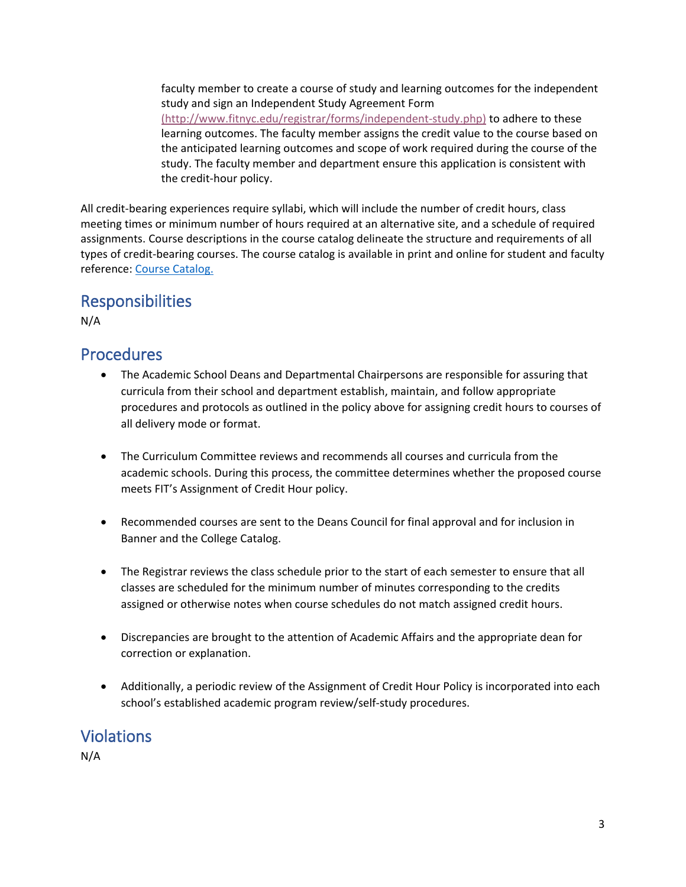faculty member to create a course of study and learning outcomes for the independent study and sign an Independent Study Agreement Form (http://www.fitnyc.edu/registrar/forms/independent-study.php) to adhere to these learning outcomes. The faculty member assigns the credit value to the course based on the anticipated learning outcomes and scope of work required during the course of the study. The faculty member and department ensure this application is consistent with the credit-hour policy.

All credit-bearing experiences require syllabi, which will include the number of credit hours, class meeting times or minimum number of hours required at an alternative site, and a schedule of required assignments. Course descriptions in the course catalog delineate the structure and requirements of all types of credit-bearing courses. The course catalog is available in print and online for student and faculty reference: [Course Catalog.]()

## Responsibilities

N/A

## Procedures

- The Academic School Deans and Departmental Chairpersons are responsible for assuring that curricula from their school and department establish, maintain, and follow appropriate procedures and protocols as outlined in the policy above for assigning credit hours to courses of all delivery mode or format.

- The Curriculum Committee reviews and recommends all courses and curricula from the academic schools. During this process, the committee determines whether the proposed course meets FIT's Assignment of Credit Hour policy.

- Recommended courses are sent to the Deans Council for final approval and for inclusion in Banner and the College Catalog.

- The Registrar reviews the class schedule prior to the start of each semester to ensure that all classes are scheduled for the minimum number of minutes corresponding to the credits assigned or otherwise notes when course schedules do not match assigned credit hours.

- Discrepancies are brought to the attention of Academic Affairs and the appropriate dean for correction or explanation.

- Additionally, a periodic review of the Assignment of Credit Hour Policy is incorporated into each school's established academic program review/self-study procedures.

## Violations

N/A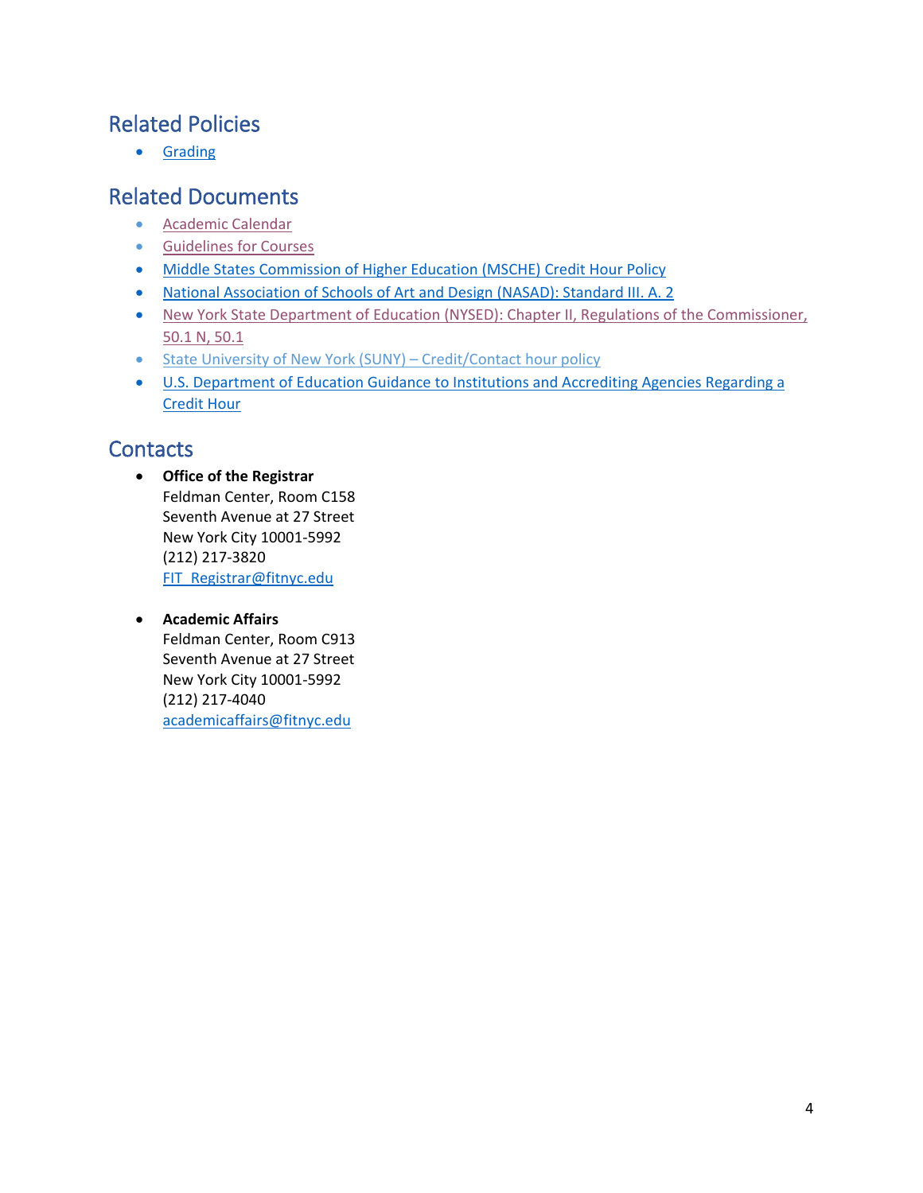## Related Policies

- Grading

## Related Documents

- Academic Calendar
- Guidelines for Courses
- Middle States Commission of Higher Education (MSCHE) Credit Hour Policy
- National Association of Schools of Art and Design (NASAD): Standard III. A. 2
- New York State Department of Education (NYSED): Chapter II, Regulations of the Commissioner, 50.1 N, 50.1
- State University of New York (SUNY) – Credit/Contact hour policy
- U.S. Department of Education Guidance to Institutions and Accrediting Agencies Regarding a Credit Hour

## Contacts

- **Office of the Registrar**
  Feldman Center, Room C158
  Seventh Avenue at 27 Street
  New York City 10001-5992
  (212) 217-3820
  FIT_Registrar@fitnyc.edu

- **Academic Affairs**
  Feldman Center, Room C913
  Seventh Avenue at 27 Street
  New York City 10001-5992
  (212) 217-4040
  academicaffairs@fitnyc.edu